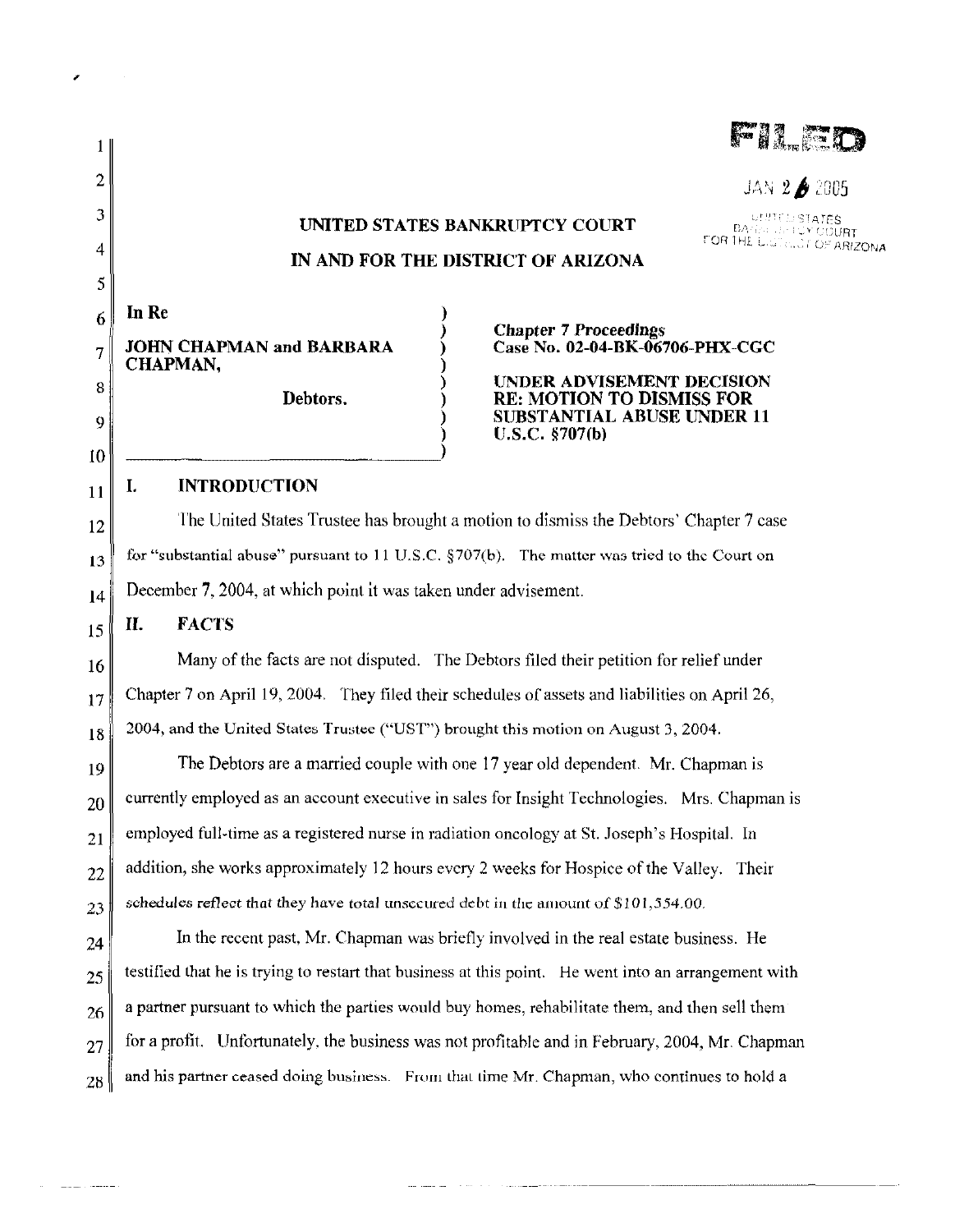FILED

JAN 26 2005

UNITED STATES BANKRUPTCY COURT FOR THE DISTRICT OF ARIZONA

**UNITED STATES BANKRUPTCY COURT**

**IN AND FOR THE DISTRICT OF ARIZONA**

| | |
|---|---|
| **In Re**<br><br>**JOHN CHAPMAN and BARBARA CHAPMAN,**<br><br>**Debtors.** | **Chapter 7 Proceedings**<br>**Case No. 02-04-BK-06706-PHX-CGC**<br><br>**UNDER ADVISEMENT DECISION RE: MOTION TO DISMISS FOR SUBSTANTIAL ABUSE UNDER 11 U.S.C. §707(b)** |

## I. INTRODUCTION

The United States Trustee has brought a motion to dismiss the Debtors' Chapter 7 case for "substantial abuse" pursuant to 11 U.S.C. §707(b). The matter was tried to the Court on December 7, 2004, at which point it was taken under advisement.

## II. FACTS

Many of the facts are not disputed. The Debtors filed their petition for relief under Chapter 7 on April 19, 2004. They filed their schedules of assets and liabilities on April 26, 2004, and the United States Trustee ("UST") brought this motion on August 3, 2004.

The Debtors are a married couple with one 17 year old dependent. Mr. Chapman is currently employed as an account executive in sales for Insight Technologies. Mrs. Chapman is employed full-time as a registered nurse in radiation oncology at St. Joseph's Hospital. In addition, she works approximately 12 hours every 2 weeks for Hospice of the Valley. Their schedules reflect that they have total unsecured debt in the amount of $101,554.00.

In the recent past, Mr. Chapman was briefly involved in the real estate business. He testified that he is trying to restart that business at this point. He went into an arrangement with a partner pursuant to which the parties would buy homes, rehabilitate them, and then sell them for a profit. Unfortunately, the business was not profitable and in February, 2004, Mr. Chapman and his partner ceased doing business. From that time Mr. Chapman, who continues to hold a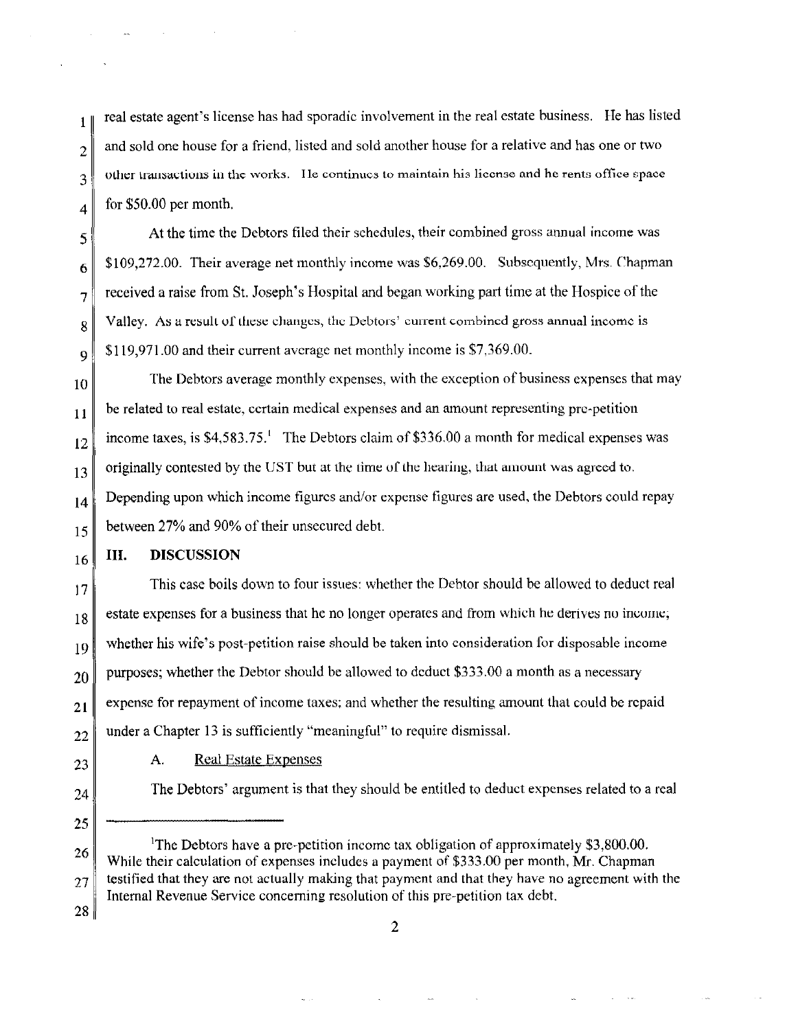real estate agent's license has had sporadic involvement in the real estate business. He has listed and sold one house for a friend, listed and sold another house for a relative and has one or two other transactions in the works. He continues to maintain his license and he rents office space for $50.00 per month.

At the time the Debtors filed their schedules, their combined gross annual income was $109,272.00. Their average net monthly income was $6,269.00. Subsequently, Mrs. Chapman received a raise from St. Joseph's Hospital and began working part time at the Hospice of the Valley. As a result of these changes, the Debtors' current combined gross annual income is $119,971.00 and their current average net monthly income is $7,369.00.

The Debtors average monthly expenses, with the exception of business expenses that may be related to real estate, certain medical expenses and an amount representing pre-petition income taxes, is $4,583.75.[1] The Debtors claim of $336.00 a month for medical expenses was originally contested by the UST but at the time of the hearing, that amount was agreed to. Depending upon which income figures and/or expense figures are used, the Debtors could repay between 27% and 90% of their unsecured debt.

## III. DISCUSSION

This case boils down to four issues: whether the Debtor should be allowed to deduct real estate expenses for a business that he no longer operates and from which he derives no income; whether his wife's post-petition raise should be taken into consideration for disposable income purposes; whether the Debtor should be allowed to deduct $333.00 a month as a necessary expense for repayment of income taxes; and whether the resulting amount that could be repaid under a Chapter 13 is sufficiently "meaningful" to require dismissal.

### A. Real Estate Expenses

The Debtors' argument is that they should be entitled to deduct expenses related to a real

---

[1] The Debtors have a pre-petition income tax obligation of approximately $3,800.00. While their calculation of expenses includes a payment of $333.00 per month, Mr. Chapman testified that they are not actually making that payment and that they have no agreement with the Internal Revenue Service concerning resolution of this pre-petition tax debt.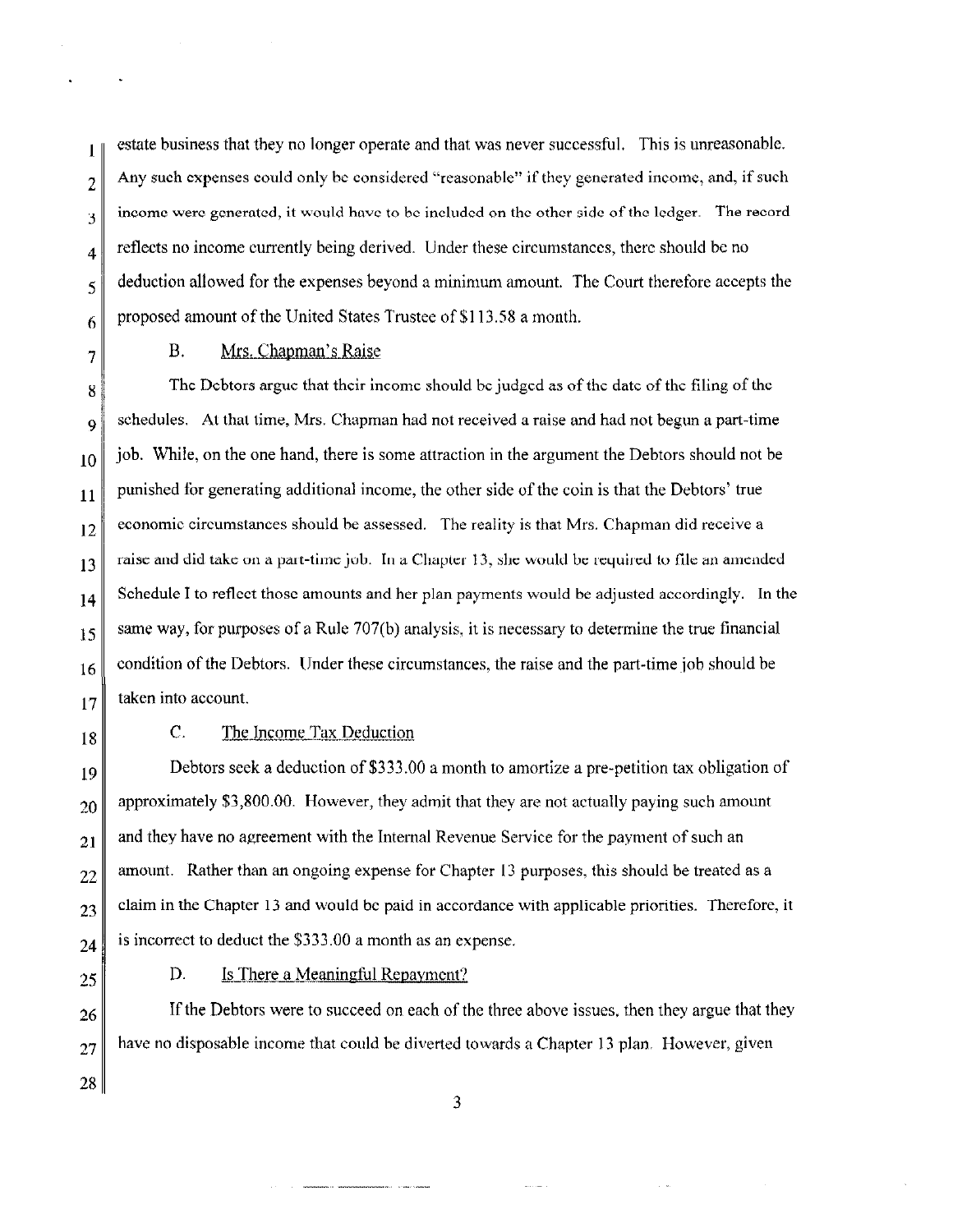estate business that they no longer operate and that was never successful. This is unreasonable. Any such expenses could only be considered "reasonable" if they generated income, and, if such income were generated, it would have to be included on the other side of the ledger. The record reflects no income currently being derived. Under these circumstances, there should be no deduction allowed for the expenses beyond a minimum amount. The Court therefore accepts the proposed amount of the United States Trustee of $113.58 a month.

### B. Mrs. Chapman's Raise

The Debtors argue that their income should be judged as of the date of the filing of the schedules. At that time, Mrs. Chapman had not received a raise and had not begun a part-time job. While, on the one hand, there is some attraction in the argument the Debtors should not be punished for generating additional income, the other side of the coin is that the Debtors' true economic circumstances should be assessed. The reality is that Mrs. Chapman did receive a raise and did take on a part-time job. In a Chapter 13, she would be required to file an amended Schedule I to reflect those amounts and her plan payments would be adjusted accordingly. In the same way, for purposes of a Rule 707(b) analysis, it is necessary to determine the true financial condition of the Debtors. Under these circumstances, the raise and the part-time job should be taken into account.

### C. The Income Tax Deduction

Debtors seek a deduction of $333.00 a month to amortize a pre-petition tax obligation of approximately $3,800.00. However, they admit that they are not actually paying such amount and they have no agreement with the Internal Revenue Service for the payment of such an amount. Rather than an ongoing expense for Chapter 13 purposes, this should be treated as a claim in the Chapter 13 and would be paid in accordance with applicable priorities. Therefore, it is incorrect to deduct the $333.00 a month as an expense.

### D. Is There a Meaningful Repayment?

If the Debtors were to succeed on each of the three above issues, then they argue that they have no disposable income that could be diverted towards a Chapter 13 plan. However, given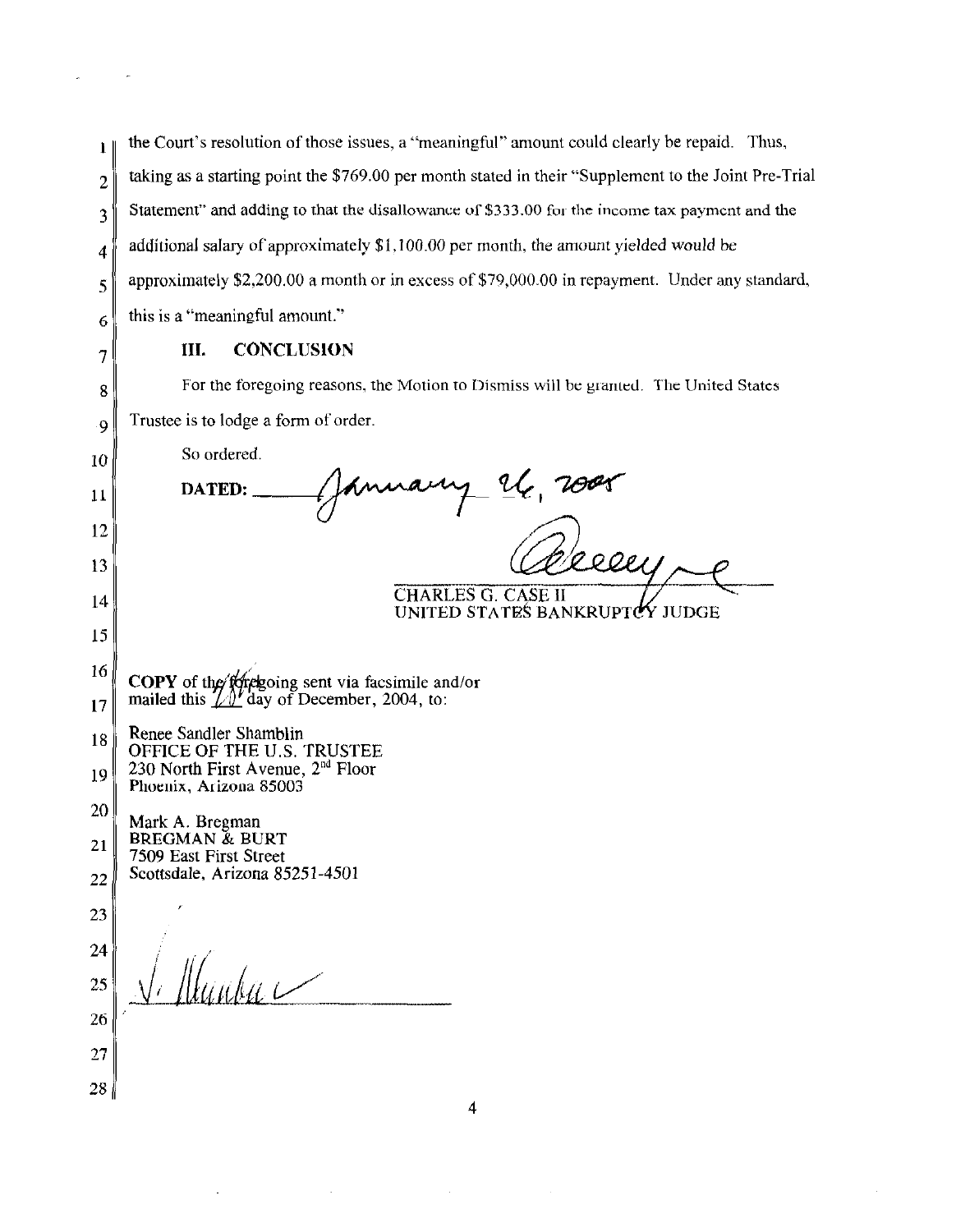the Court's resolution of those issues, a "meaningful" amount could clearly be repaid. Thus, taking as a starting point the $769.00 per month stated in their "Supplement to the Joint Pre-Trial Statement" and adding to that the disallowance of $333.00 for the income tax payment and the additional salary of approximately $1,100.00 per month, the amount yielded would be approximately $2,200.00 a month or in excess of $79,000.00 in repayment. Under any standard, this is a "meaningful amount."

## III. CONCLUSION

For the foregoing reasons, the Motion to Dismiss will be granted. The United States Trustee is to lodge a form of order.

So ordered.

**DATED:** January 26, 2005

CHARLES G. CASE II
UNITED STATES BANKRUPTCY JUDGE

**COPY** of the foregoing sent via facsimile and/or mailed this 27 day of December, 2004, to:

Renee Sandler Shamblin
OFFICE OF THE U.S. TRUSTEE
230 North First Avenue, 2nd Floor
Phoenix, Arizona 85003

Mark A. Bregman
BREGMAN & BURT
7509 East First Street
Scottsdale, Arizona 85251-4501